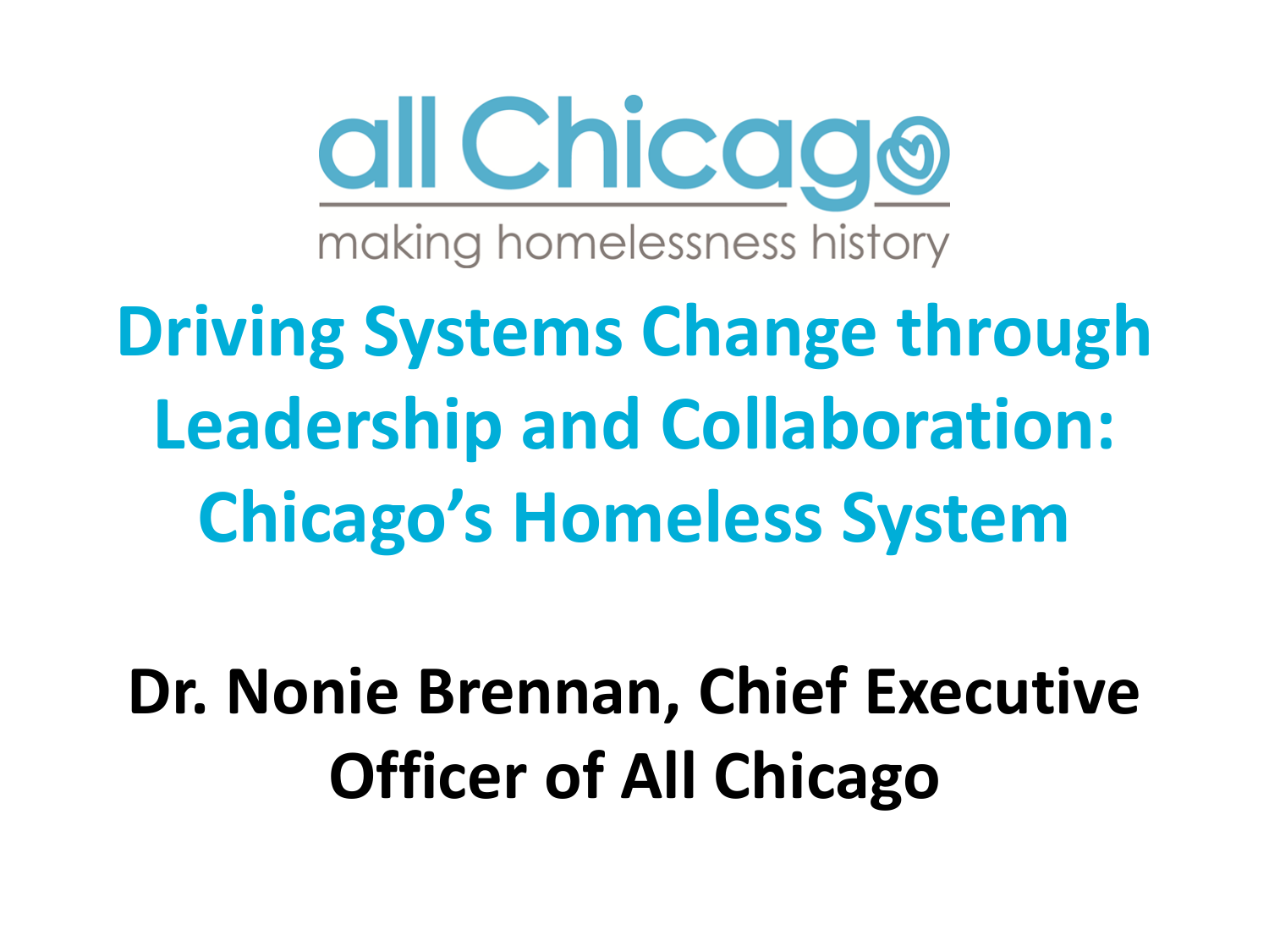all Chicago

making homelessness history

# Driving Systems Change through Leadership and Collaboration: Chicago's Homeless System

**Dr. Nonie Brennan, Chief Executive Officer of All Chicago**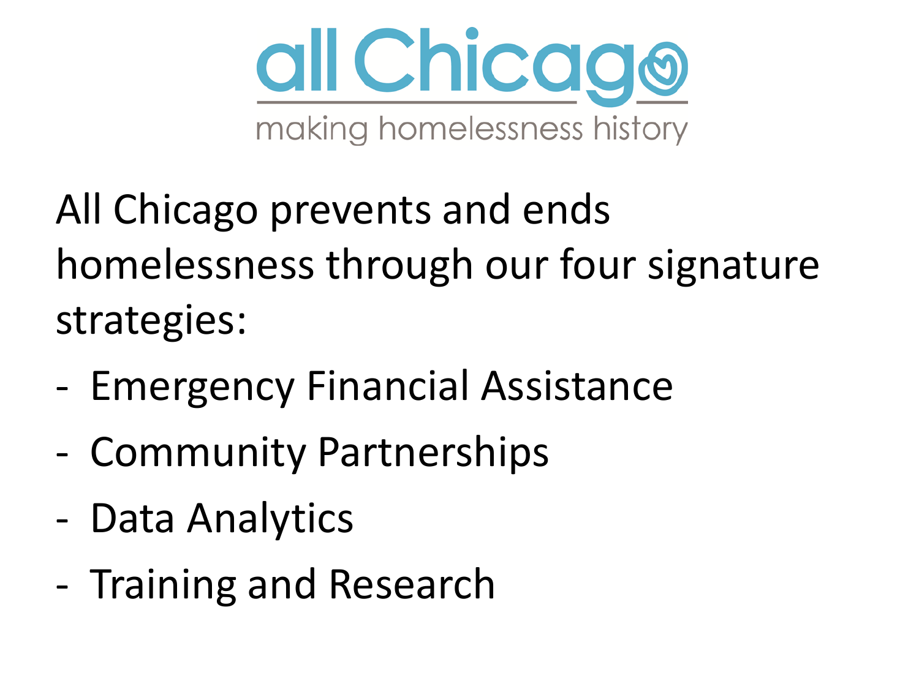# all Chicago

making homelessness history

All Chicago prevents and ends homelessness through our four signature strategies:

- Emergency Financial Assistance
- Community Partnerships
- Data Analytics
- Training and Research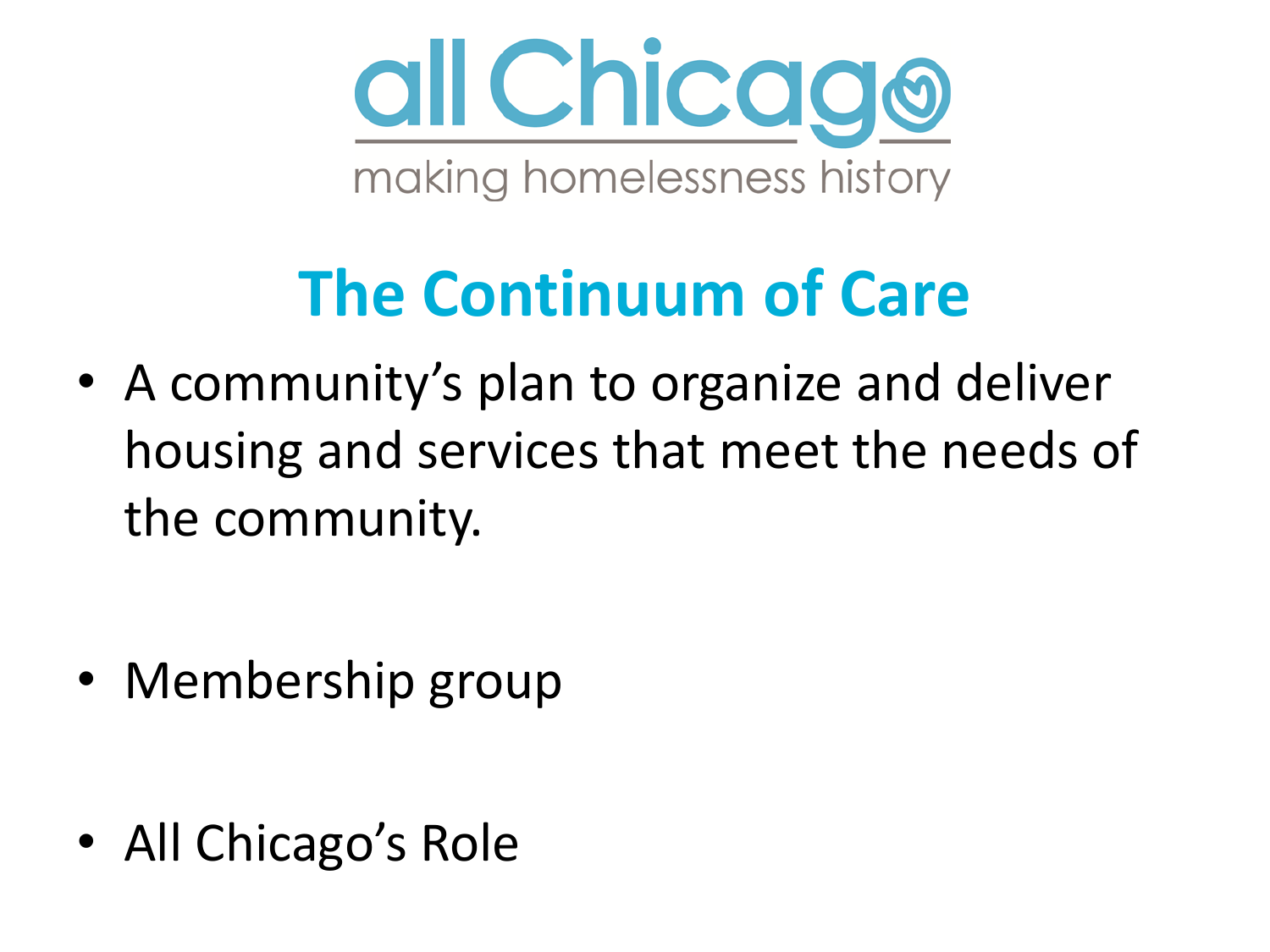all Chicago

making homelessness history

# The Continuum of Care

- A community's plan to organize and deliver housing and services that meet the needs of the community.
- Membership group
- All Chicago's Role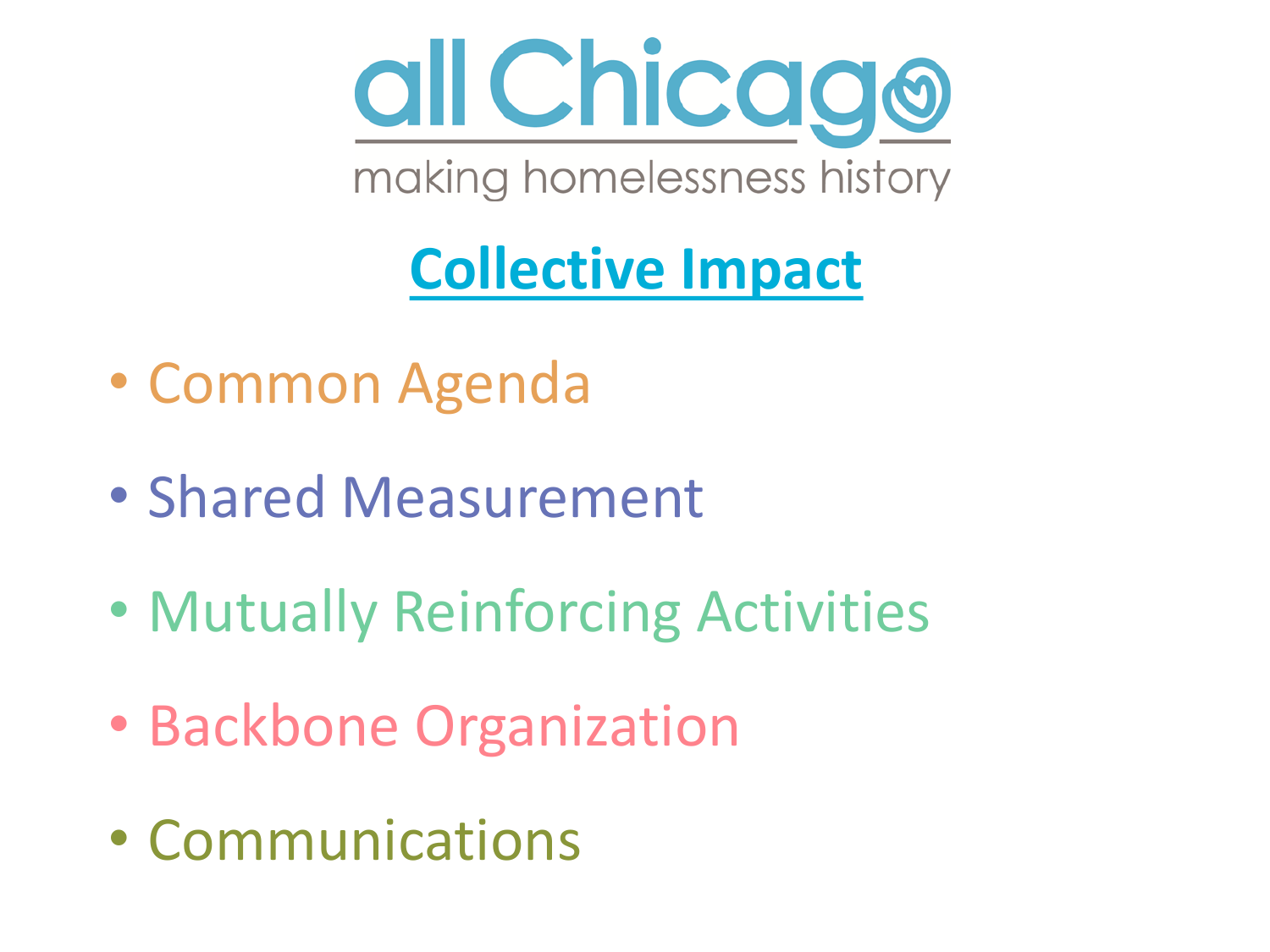all Chicago

making homelessness history

## Collective Impact

- Common Agenda
- Shared Measurement
- Mutually Reinforcing Activities
- Backbone Organization
- Communications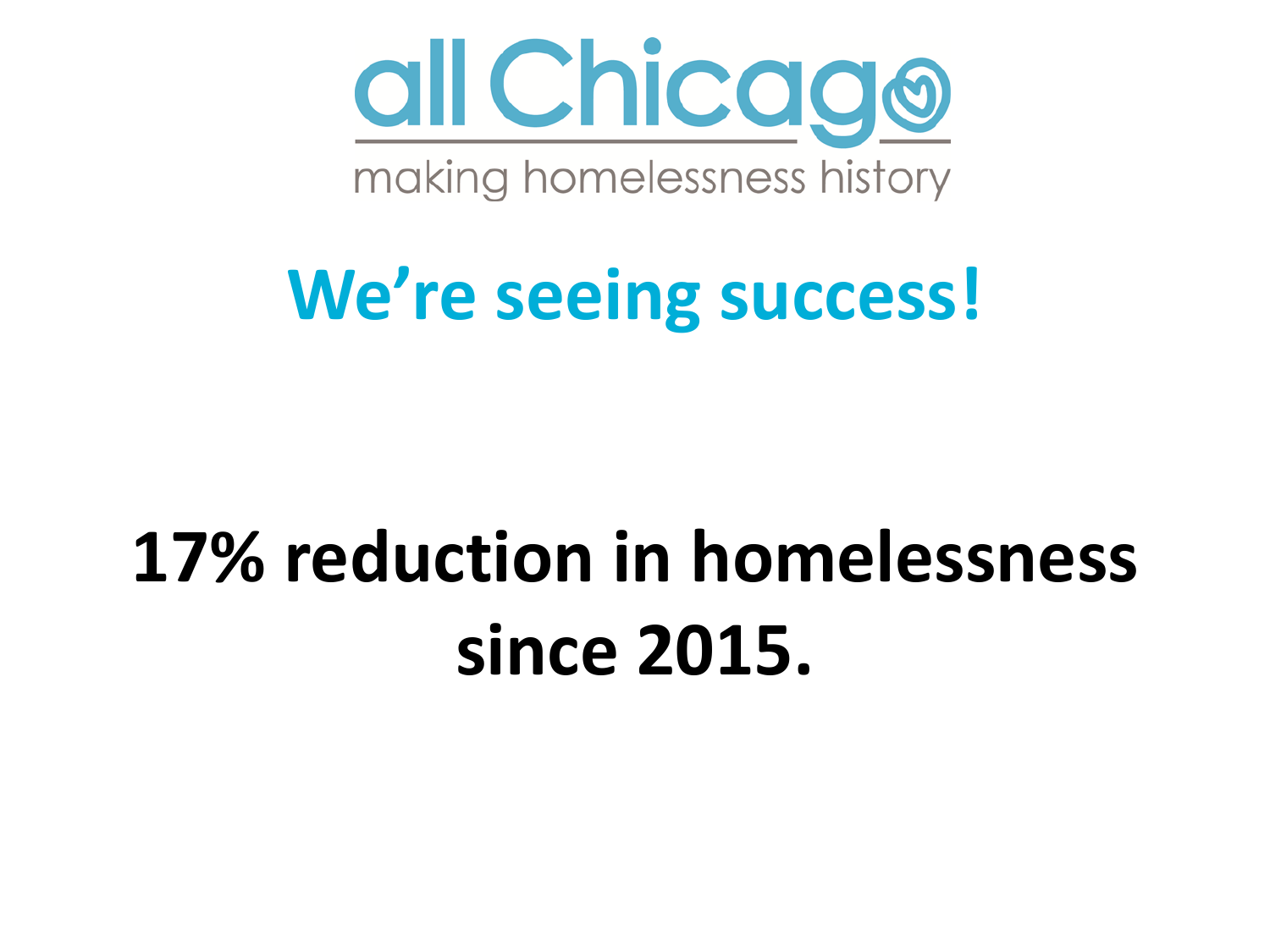all Chicago

making homelessness history

# We’re seeing success!

**17% reduction in homelessness since 2015.**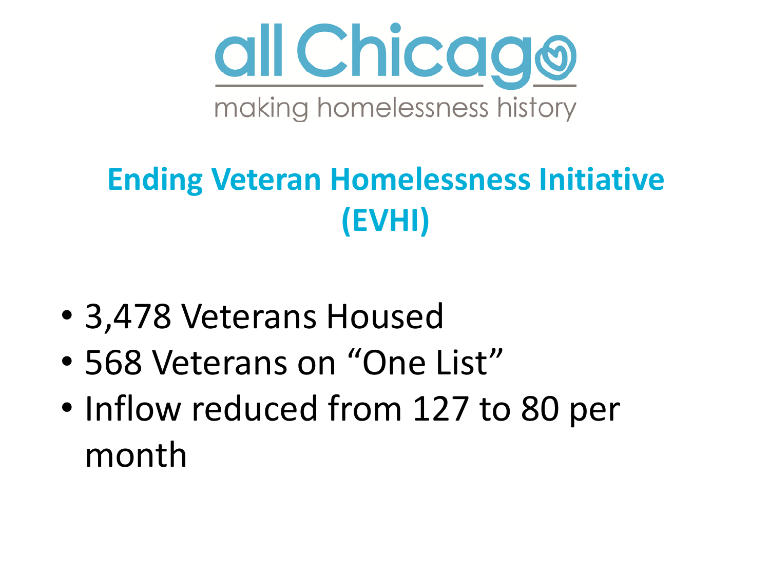all Chicago

making homelessness history

## Ending Veteran Homelessness Initiative (EVHI)

- 3,478 Veterans Housed
- 568 Veterans on “One List”
- Inflow reduced from 127 to 80 per month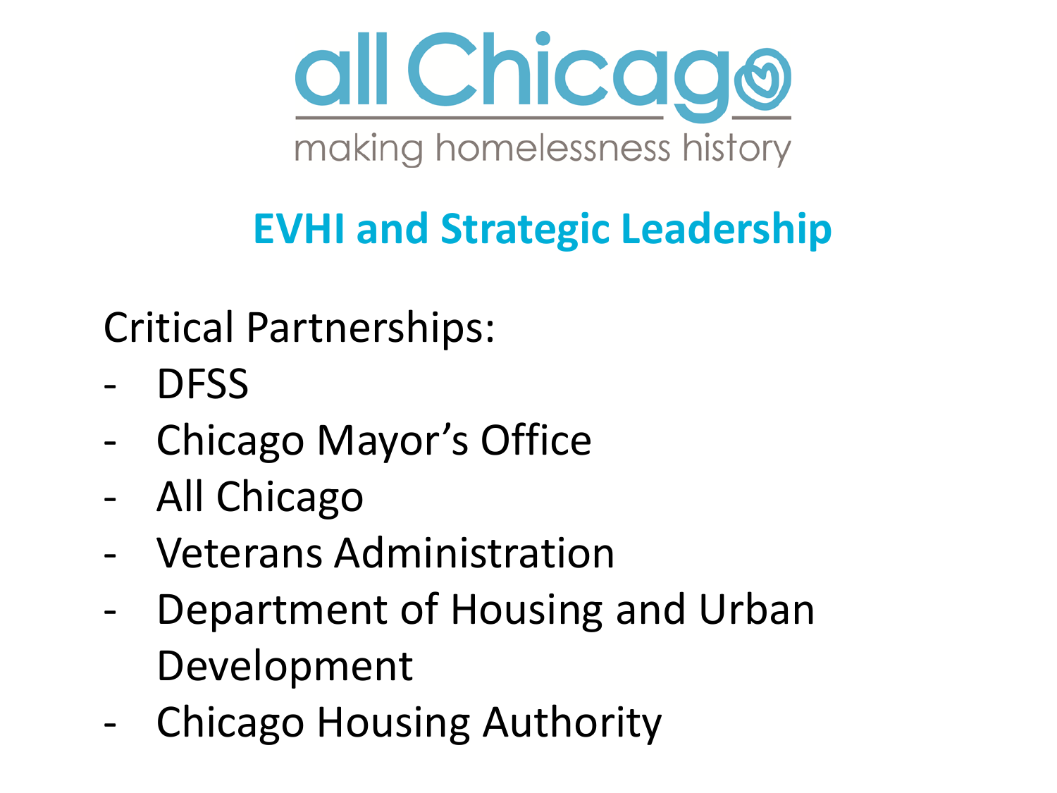all Chicago

making homelessness history

## EVHI and Strategic Leadership

Critical Partnerships:

- DFSS
- Chicago Mayor's Office
- All Chicago
- Veterans Administration
- Department of Housing and Urban Development
- Chicago Housing Authority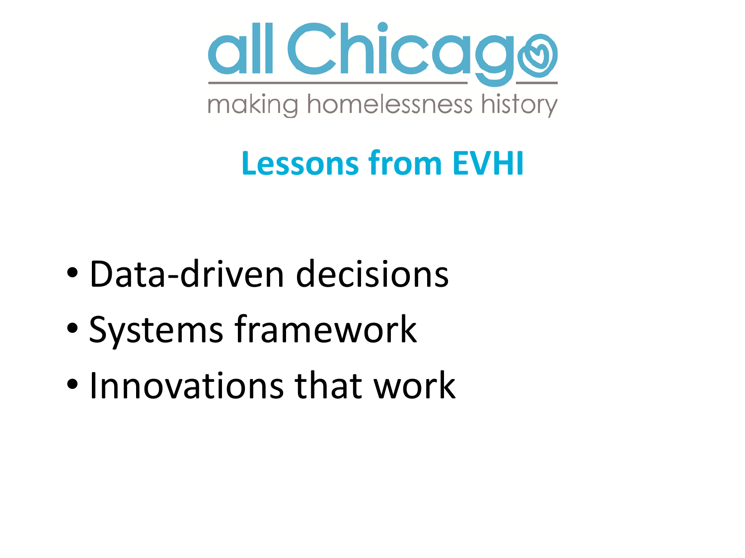all Chicago

making homelessness history

## Lessons from EVHI

- Data-driven decisions
- Systems framework
- Innovations that work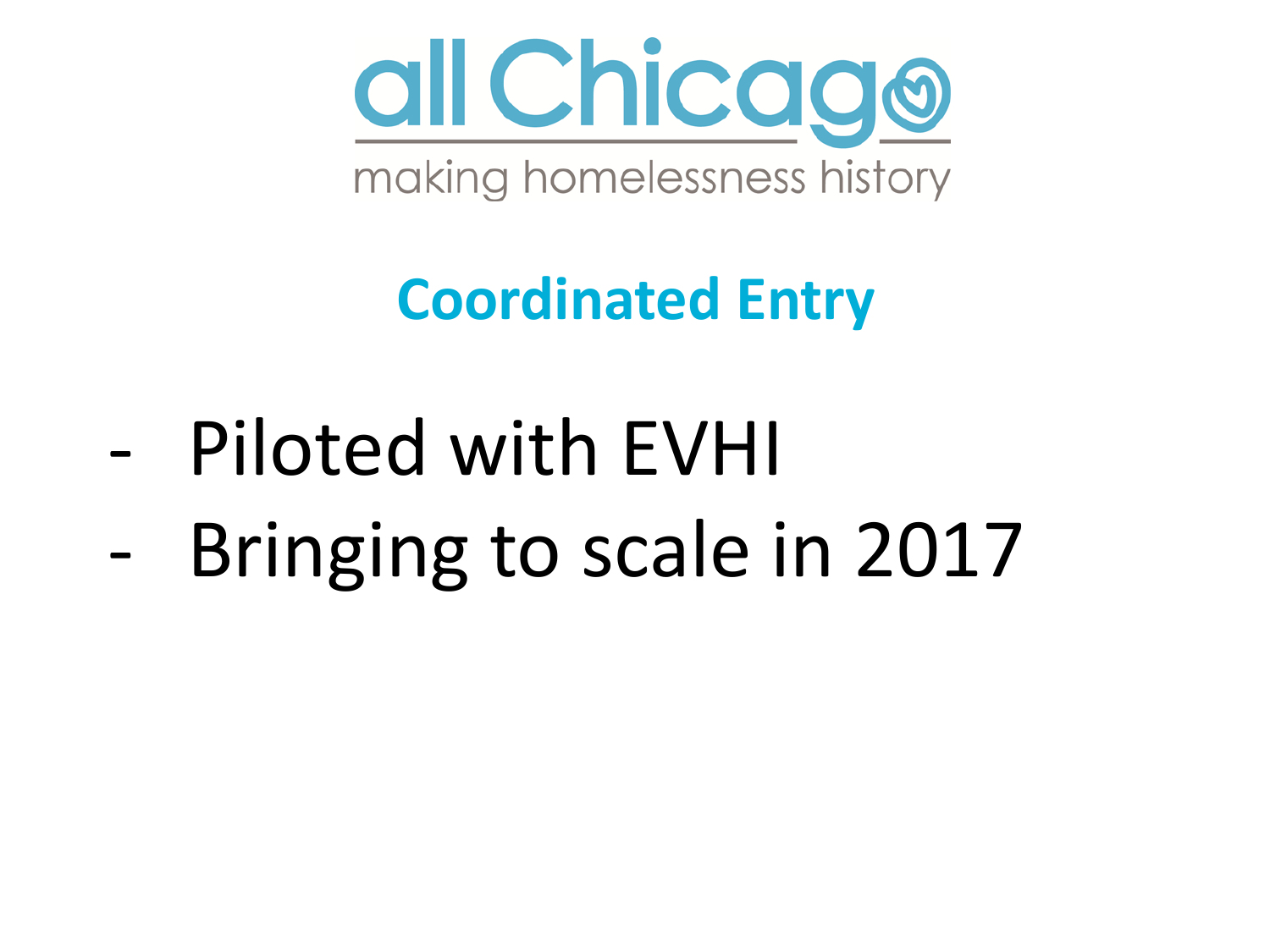all Chicago

making homelessness history

## Coordinated Entry

- Piloted with EVHI
- Bringing to scale in 2017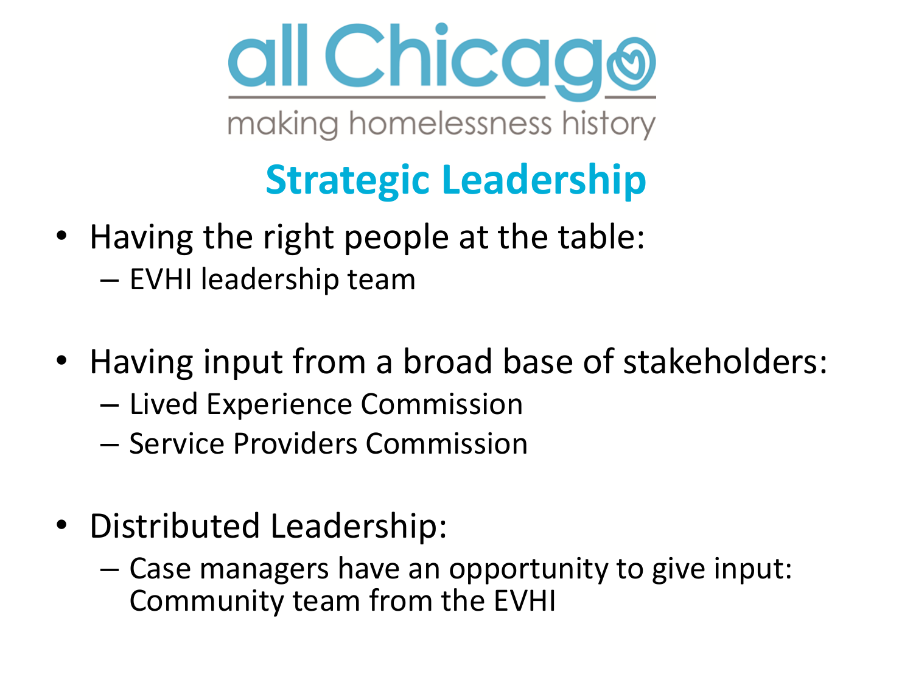all Chicago

making homelessness history

## Strategic Leadership

- Having the right people at the table:
  - EVHI leadership team
- Having input from a broad base of stakeholders:
  - Lived Experience Commission
  - Service Providers Commission
- Distributed Leadership:
  - Case managers have an opportunity to give input: Community team from the EVHI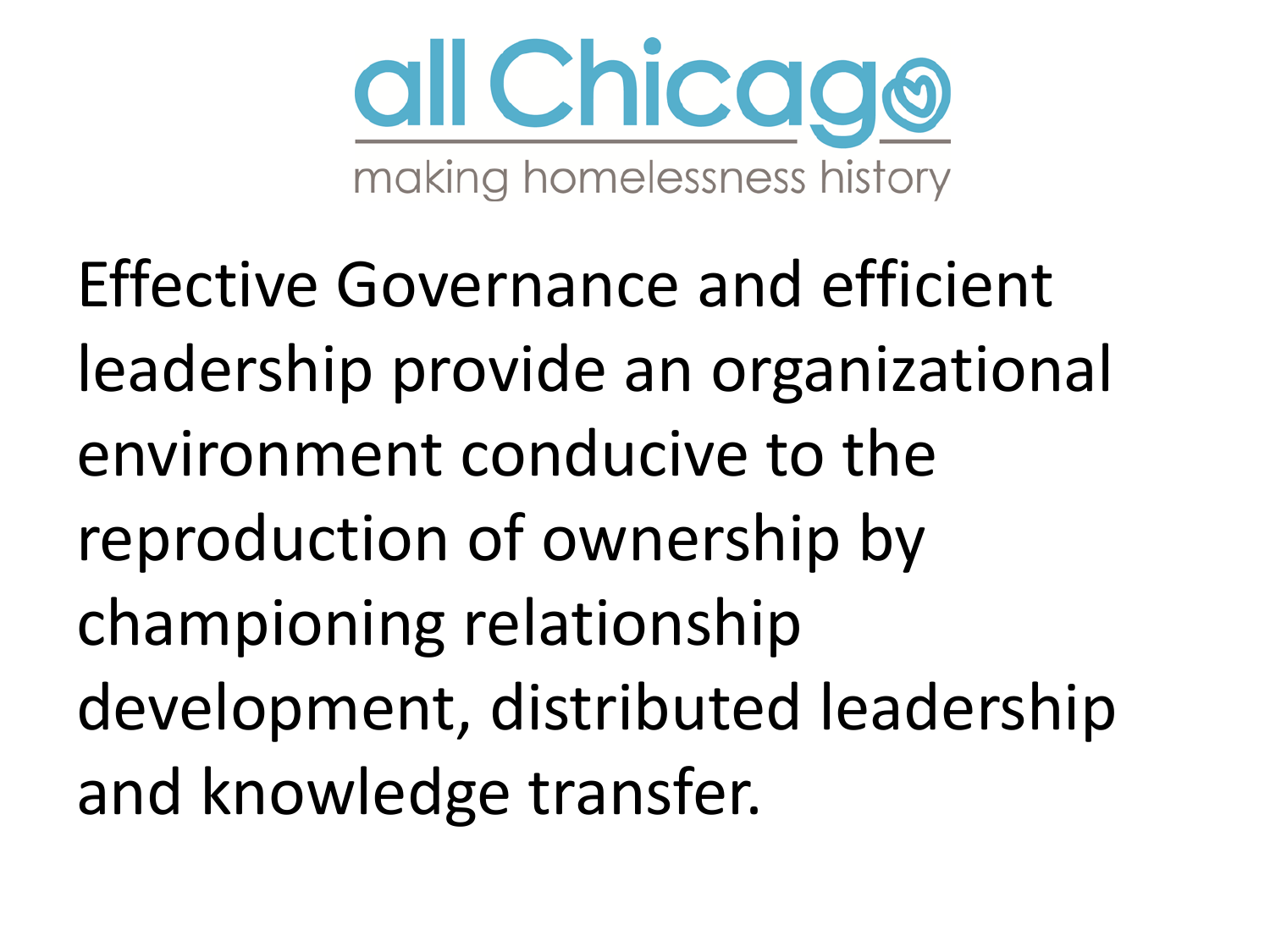all Chicago

making homelessness history

Effective Governance and efficient leadership provide an organizational environment conducive to the reproduction of ownership by championing relationship development, distributed leadership and knowledge transfer.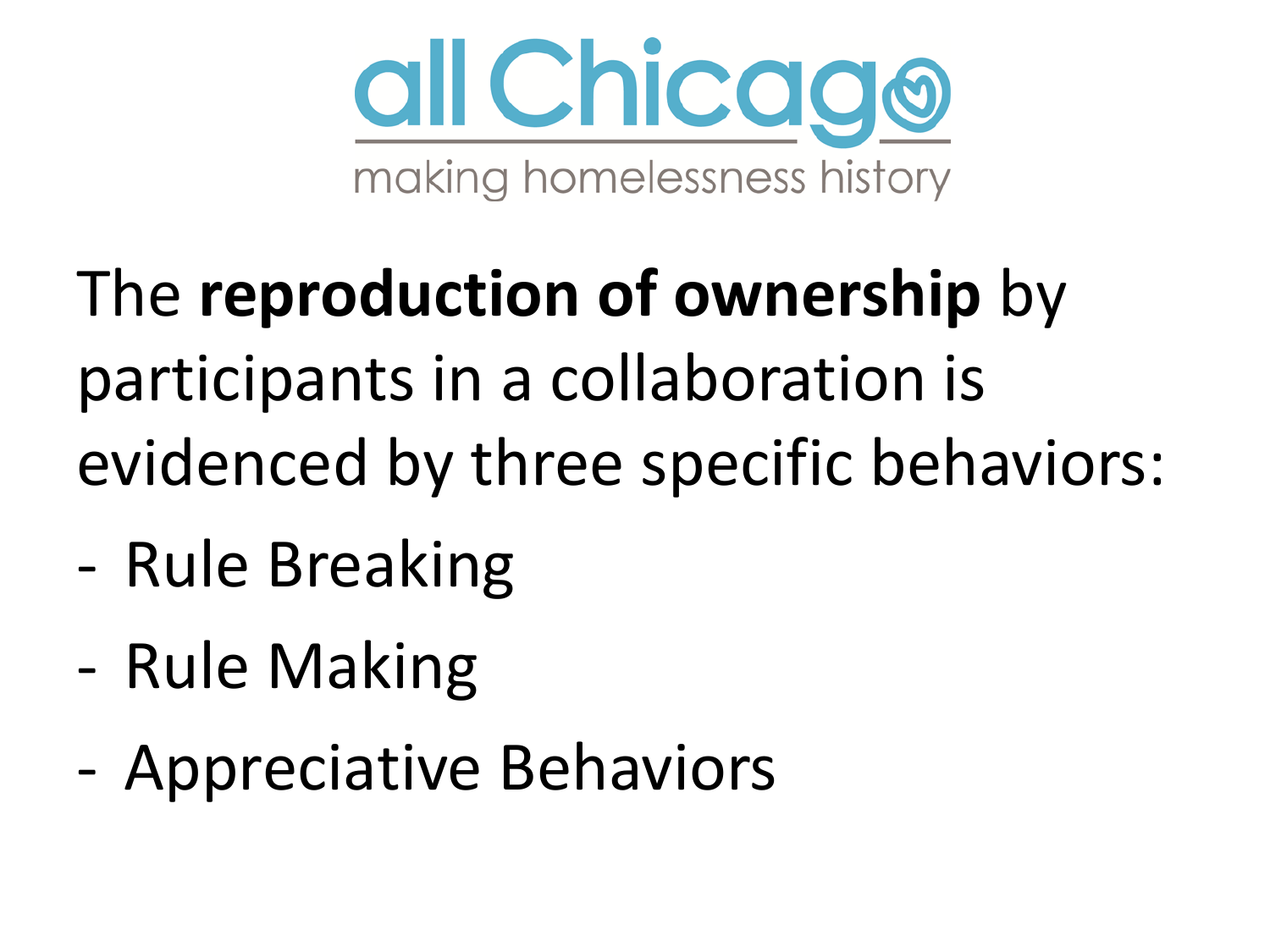all Chicago
making homelessness history

The **reproduction of ownership** by participants in a collaboration is evidenced by three specific behaviors:

- Rule Breaking
- Rule Making
- Appreciative Behaviors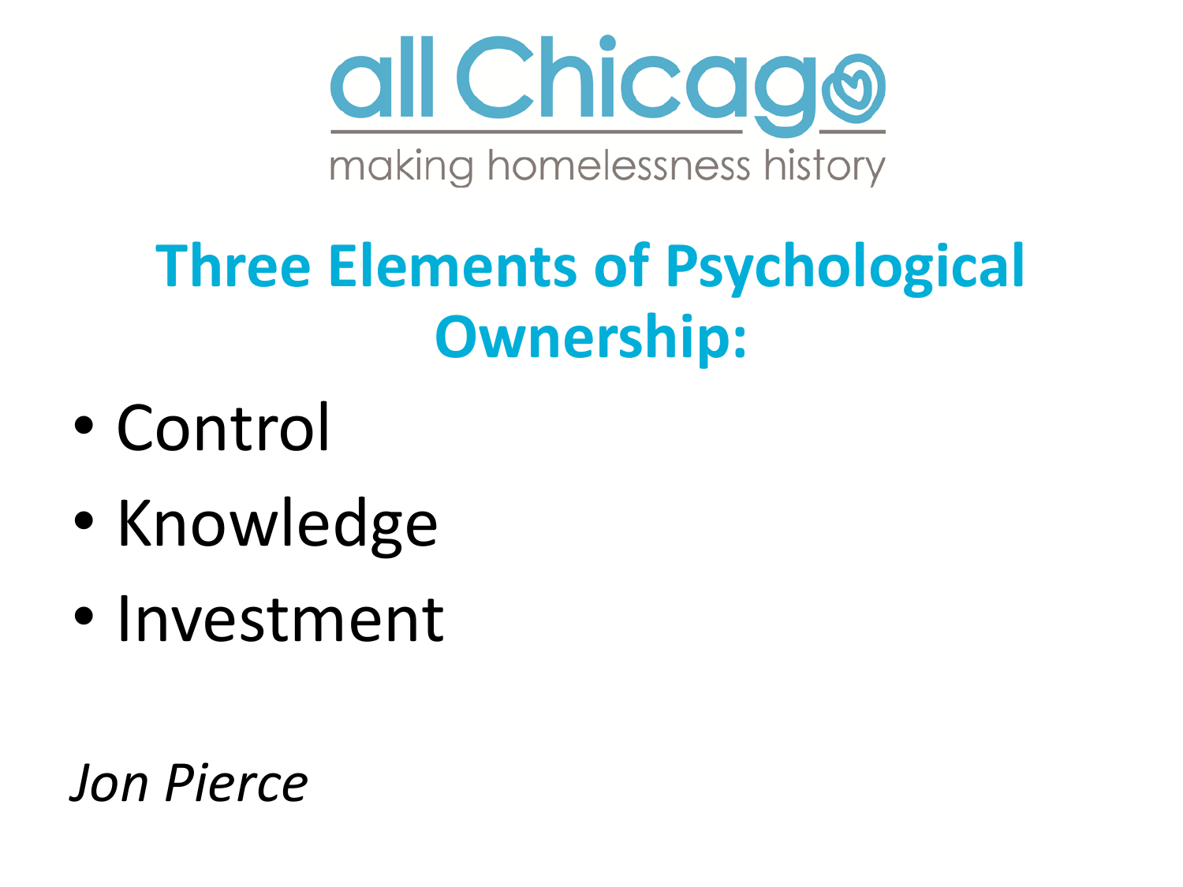all Chicago

making homelessness history

# Three Elements of Psychological Ownership:

- Control
- Knowledge
- Investment

*Jon Pierce*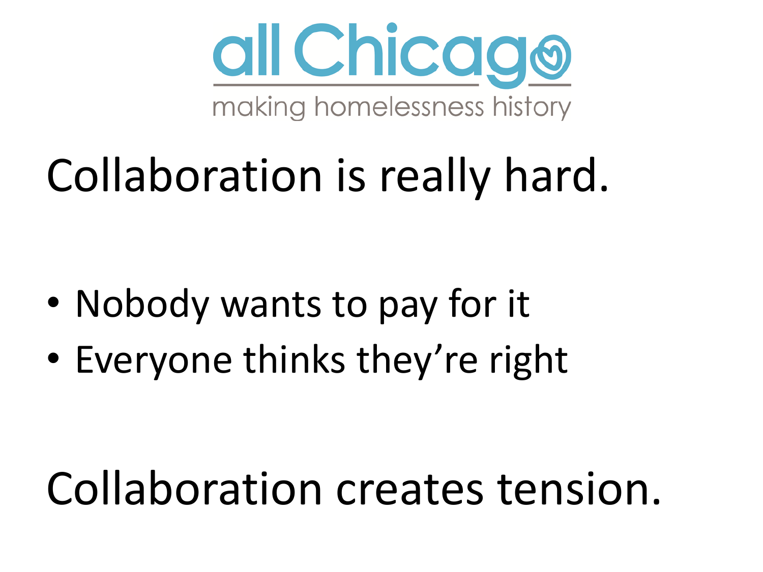all Chicago

making homelessness history

# Collaboration is really hard.

- Nobody wants to pay for it
- Everyone thinks they're right

# Collaboration creates tension.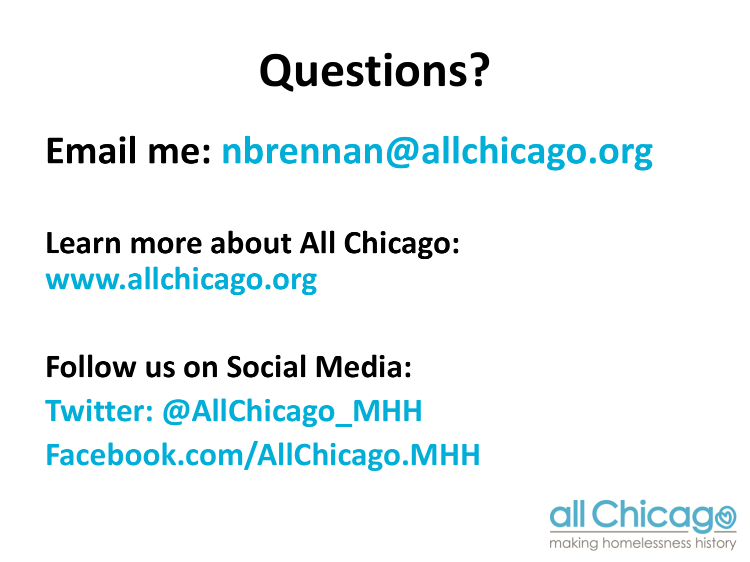# Questions?

**Email me: nbrennan@allchicago.org**

**Learn more about All Chicago:**
**www.allchicago.org**

**Follow us on Social Media:**
**Twitter: @AllChicago_MHH**
**Facebook.com/AllChicago.MHH**

all Chicago
making homelessness history